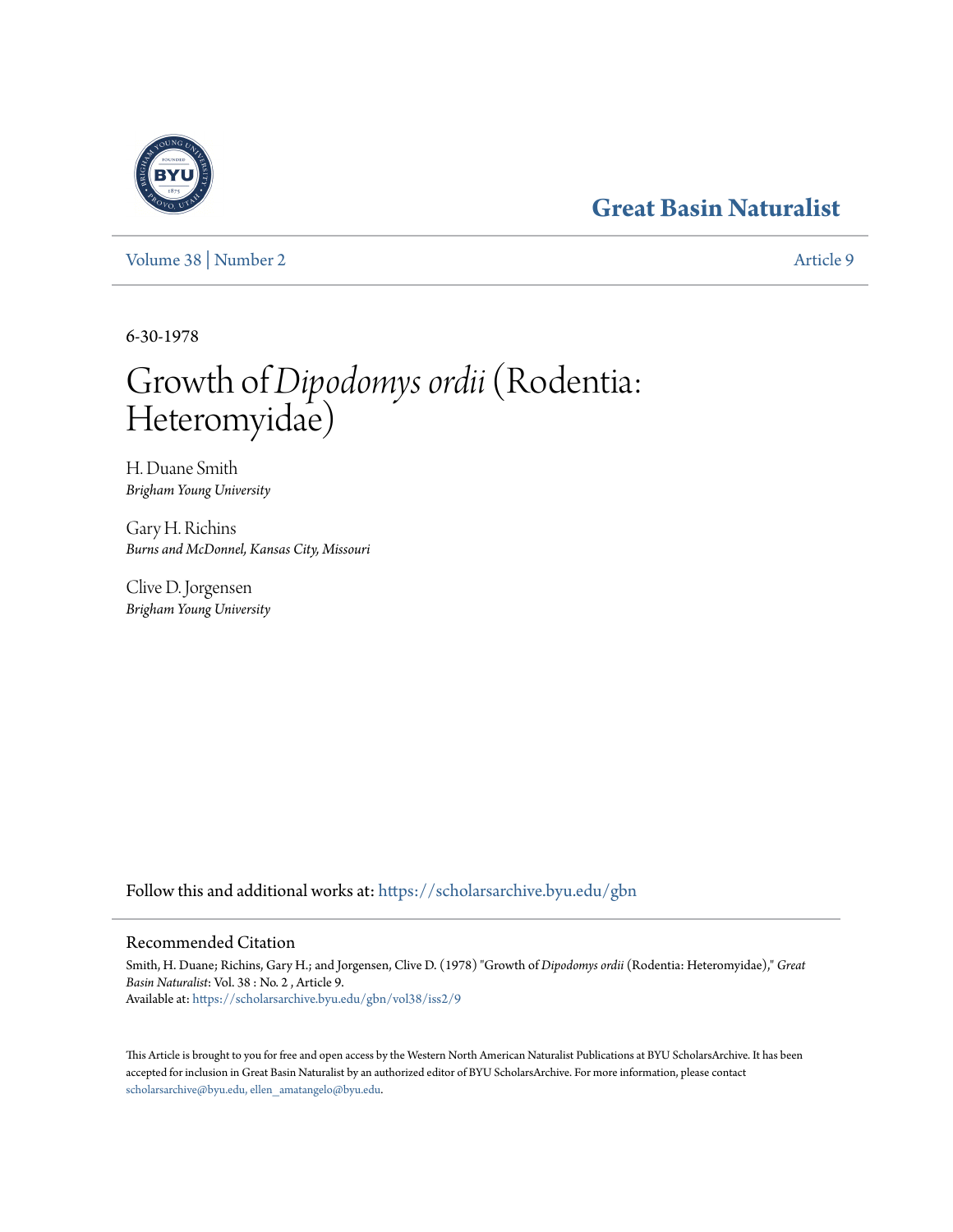# Great Basin Naturalist

Volume 38 | Number 2

Article 9

6-30-1978

# Growth of *Dipodomys ordii* (Rodentia: Heteromyidae)

H. Duane Smith
*Brigham Young University*

Gary H. Richins
*Burns and McDonnel, Kansas City, Missouri*

Clive D. Jorgensen
*Brigham Young University*

Follow this and additional works at: https://scholarsarchive.byu.edu/gbn

## Recommended Citation

Smith, H. Duane; Richins, Gary H.; and Jorgensen, Clive D. (1978) "Growth of *Dipodomys ordii* (Rodentia: Heteromyidae)," *Great Basin Naturalist*: Vol. 38 : No. 2 , Article 9.
Available at: https://scholarsarchive.byu.edu/gbn/vol38/iss2/9

This Article is brought to you for free and open access by the Western North American Naturalist Publications at BYU ScholarsArchive. It has been accepted for inclusion in Great Basin Naturalist by an authorized editor of BYU ScholarsArchive. For more information, please contact scholarsarchive@byu.edu, ellen_amatangelo@byu.edu.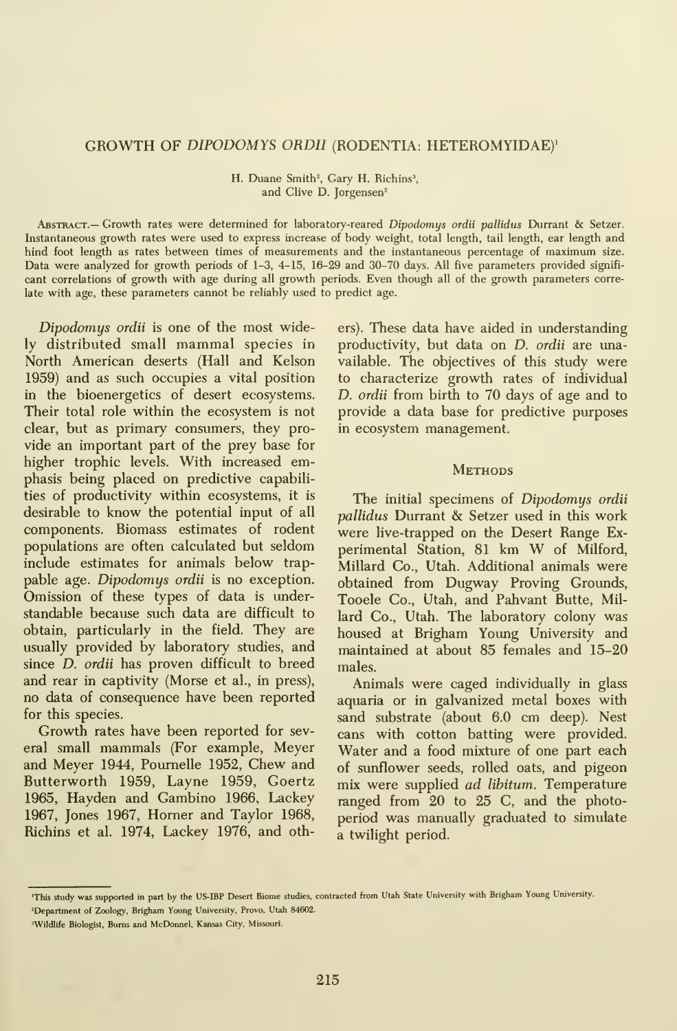# GROWTH OF *DIPODOMYS ORDII* (RODENTIA: HETEROMYIDAE)[1]

H. Duane Smith[2], Gary H. Richins[3], and Clive D. Jorgensen[2]

ABSTRACT.— Growth rates were determined for laboratory-reared *Dipodomys ordii pallidus* Durrant & Setzer. Instantaneous growth rates were used to express increase of body weight, total length, tail length, ear length and hind foot length as rates between times of measurements and the instantaneous percentage of maximum size. Data were analyzed for growth periods of 1–3, 4–15, 16–29 and 30–70 days. All five parameters provided significant correlations of growth with age during all growth periods. Even though all of the growth parameters correlate with age, these parameters cannot be reliably used to predict age.

*Dipodomys ordii* is one of the most widely distributed small mammal species in North American deserts (Hall and Kelson 1959) and as such occupies a vital position in the bioenergetics of desert ecosystems. Their total role within the ecosystem is not clear, but as primary consumers, they provide an important part of the prey base for higher trophic levels. With increased emphasis being placed on predictive capabilities of productivity within ecosystems, it is desirable to know the potential input of all components. Biomass estimates of rodent populations are often calculated but seldom include estimates for animals below trappable age. *Dipodomys ordii* is no exception. Omission of these types of data is understandable because such data are difficult to obtain, particularly in the field. They are usually provided by laboratory studies, and since *D. ordii* has proven difficult to breed and rear in captivity (Morse et al., in press), no data of consequence have been reported for this species.

Growth rates have been reported for several small mammals (For example, Meyer and Meyer 1944, Pournelle 1952, Chew and Butterworth 1959, Layne 1959, Goertz 1965, Hayden and Gambino 1966, Lackey 1967, Jones 1967, Horner and Taylor 1968, Richins et al. 1974, Lackey 1976, and others). These data have aided in understanding productivity, but data on *D. ordii* are unavailable. The objectives of this study were to characterize growth rates of individual *D. ordii* from birth to 70 days of age and to provide a data base for predictive purposes in ecosystem management.

## METHODS

The initial specimens of *Dipodomys ordii pallidus* Durrant & Setzer used in this work were live-trapped on the Desert Range Experimental Station, 81 km W of Milford, Millard Co., Utah. Additional animals were obtained from Dugway Proving Grounds, Tooele Co., Utah, and Pahvant Butte, Millard Co., Utah. The laboratory colony was housed at Brigham Young University and maintained at about 85 females and 15–20 males.

Animals were caged individually in glass aquaria or in galvanized metal boxes with sand substrate (about 6.0 cm deep). Nest cans with cotton batting were provided. Water and a food mixture of one part each of sunflower seeds, rolled oats, and pigeon mix were supplied *ad libitum*. Temperature ranged from 20 to 25 C, and the photoperiod was manually graduated to simulate a twilight period.

---

[1]This study was supported in part by the US-IBP Desert Biome studies, contracted from Utah State University with Brigham Young University.

[2]Department of Zoology, Brigham Young University, Provo, Utah 84602.

[3]Wildlife Biologist, Burns and McDonnel, Kansas City, Missouri.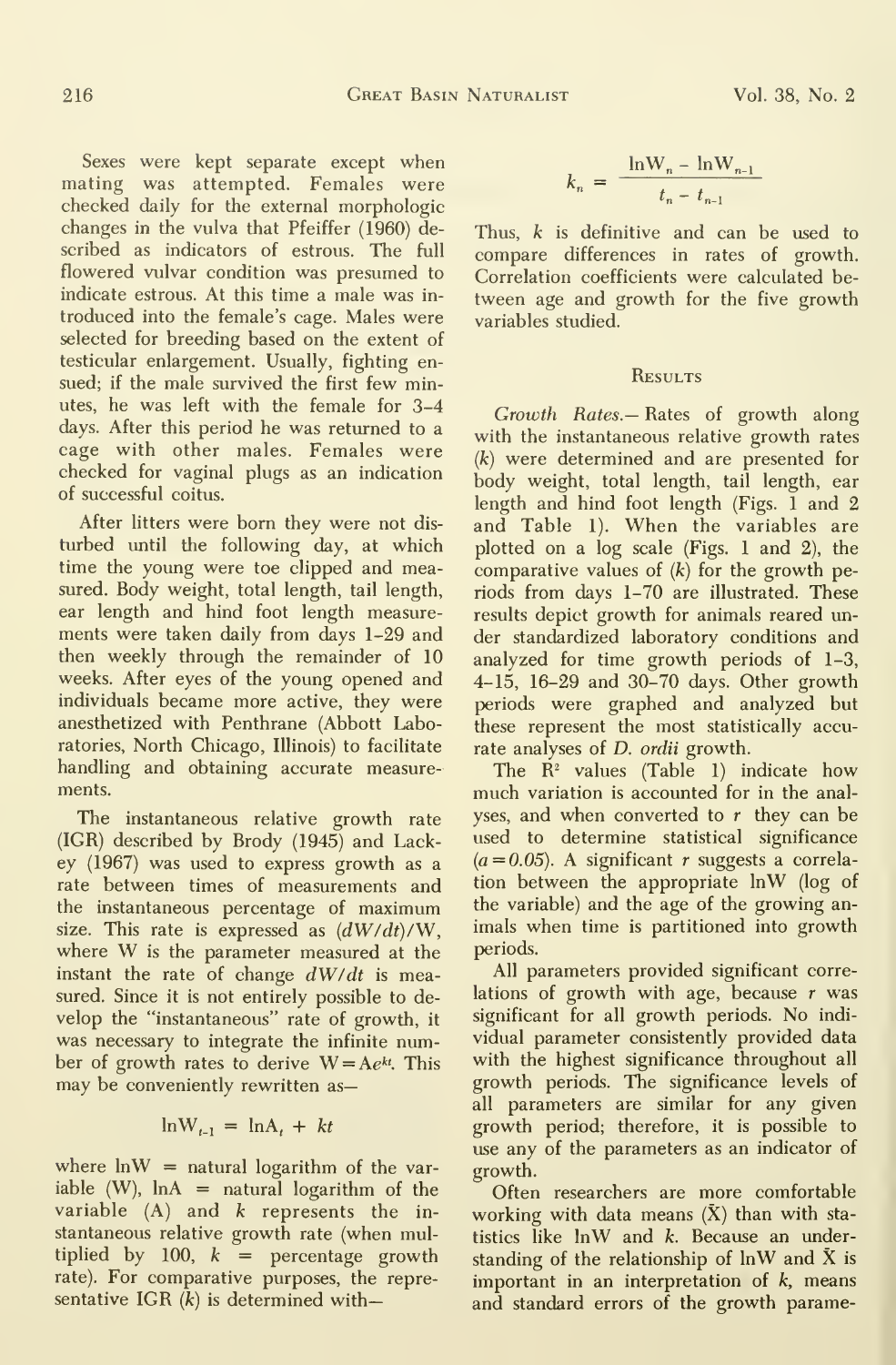Sexes were kept separate except when mating was attempted. Females were checked daily for the external morphologic changes in the vulva that Pfeiffer (1960) described as indicators of estrous. The full flowered vulvar condition was presumed to indicate estrous. At this time a male was introduced into the female's cage. Males were selected for breeding based on the extent of testicular enlargement. Usually, fighting ensued; if the male survived the first few minutes, he was left with the female for 3–4 days. After this period he was returned to a cage with other males. Females were checked for vaginal plugs as an indication of successful coitus.

After litters were born they were not disturbed until the following day, at which time the young were toe clipped and measured. Body weight, total length, tail length, ear length and hind foot length measurements were taken daily from days 1–29 and then weekly through the remainder of 10 weeks. After eyes of the young opened and individuals became more active, they were anesthetized with Penthrane (Abbott Laboratories, North Chicago, Illinois) to facilitate handling and obtaining accurate measurements.

The instantaneous relative growth rate (IGR) described by Brody (1945) and Lackey (1967) was used to express growth as a rate between times of measurements and the instantaneous percentage of maximum size. This rate is expressed as $(dW/dt)/W$, where W is the parameter measured at the instant the rate of change $dW/dt$ is measured. Since it is not entirely possible to develop the "instantaneous" rate of growth, it was necessary to integrate the infinite number of growth rates to derive $W = Ae^{kt}$. This may be conveniently rewritten as—

$$\ln W_{t-1} = \ln A_t + kt$$

where lnW = natural logarithm of the variable (W), lnA = natural logarithm of the variable (A) and $k$ represents the instantaneous relative growth rate (when multiplied by 100, $k$ = percentage growth rate). For comparative purposes, the representative IGR ($k$) is determined with—

$$k_n = \frac{\ln W_n - \ln W_{n-1}}{t_n - t_{n-1}}$$

Thus, $k$ is definitive and can be used to compare differences in rates of growth. Correlation coefficients were calculated between age and growth for the five growth variables studied.

## Results

*Growth Rates.*— Rates of growth along with the instantaneous relative growth rates ($k$) were determined and are presented for body weight, total length, tail length, ear length and hind foot length (Figs. 1 and 2 and Table 1). When the variables are plotted on a log scale (Figs. 1 and 2), the comparative values of ($k$) for the growth periods from days 1–70 are illustrated. These results depict growth for animals reared under standardized laboratory conditions and analyzed for time growth periods of 1–3, 4–15, 16–29 and 30–70 days. Other growth periods were graphed and analyzed but these represent the most statistically accurate analyses of *D. ordii* growth.

The $R^2$ values (Table 1) indicate how much variation is accounted for in the analyses, and when converted to $r$ they can be used to determine statistical significance ($a = 0.05$). A significant $r$ suggests a correlation between the appropriate lnW (log of the variable) and the age of the growing animals when time is partitioned into growth periods.

All parameters provided significant correlations of growth with age, because $r$ was significant for all growth periods. No individual parameter consistently provided data with the highest significance throughout all growth periods. The significance levels of all parameters are similar for any given growth period; therefore, it is possible to use any of the parameters as an indicator of growth.

Often researchers are more comfortable working with data means ($\bar{X}$) than with statistics like lnW and $k$. Because an understanding of the relationship of lnW and $\bar{X}$ is important in an interpretation of $k$, means and standard errors of the growth parame-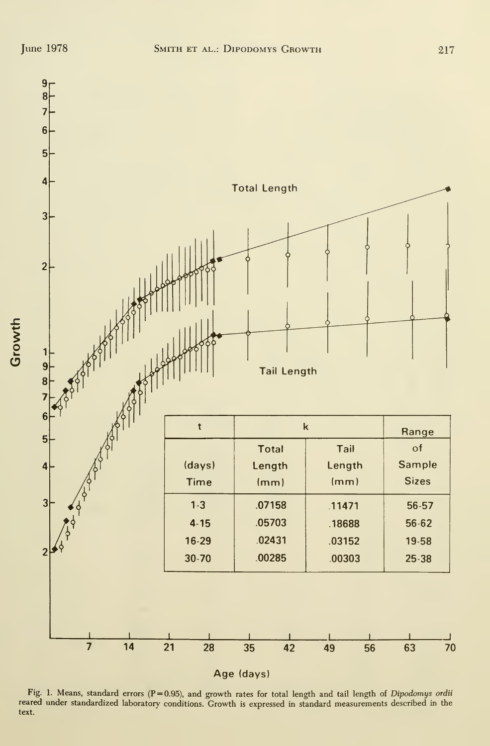| t | k | | Range |
|---|---|---|---|
| (days) Time | Total Length (mm) | Tail Length (mm) | of Sample Sizes |
| 1-3 | .07158 | .11471 | 56-57 |
| 4-15 | .05703 | .18688 | 56-62 |
| 16-29 | .02431 | .03152 | 19-58 |
| 30-70 | .00285 | .00303 | 25-38 |

Fig. 1. Means, standard errors (P = 0.95), and growth rates for total length and tail length of *Dipodomys ordii* reared under standardized laboratory conditions. Growth is expressed in standard measurements described in the text.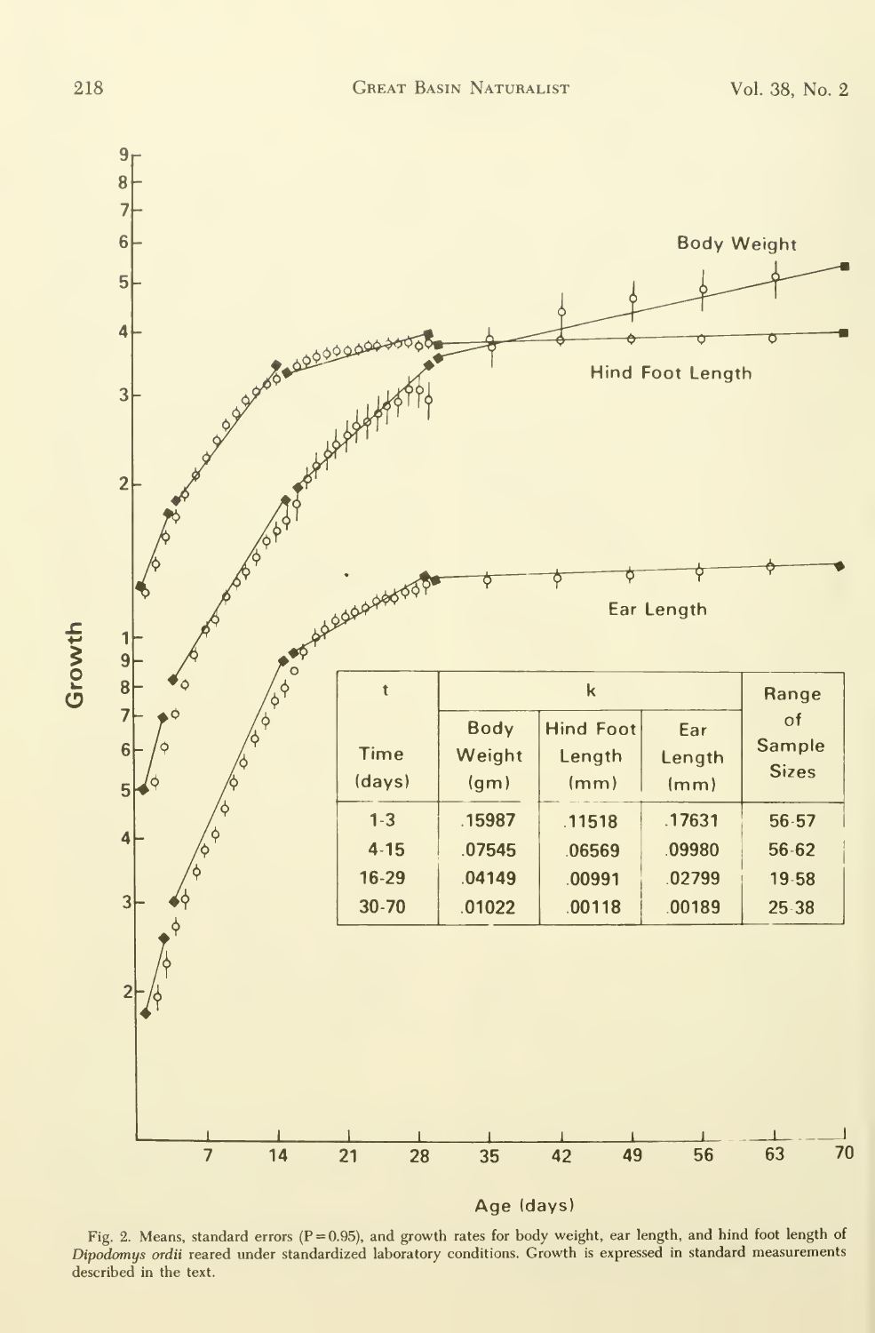| t | k | | | Range of Sample Sizes |
|---|---|---|---|---|
| Time (days) | Body Weight (gm) | Hind Foot Length (mm) | Ear Length (mm) | |
| 1-3 | .15987 | .11518 | .17631 | 56-57 |
| 4-15 | .07545 | .06569 | .09980 | 56-62 |
| 16-29 | .04149 | .00991 | .02799 | 19-58 |
| 30-70 | .01022 | .00118 | .00189 | 25-38 |

Fig. 2. Means, standard errors (P = 0.95), and growth rates for body weight, ear length, and hind foot length of *Dipodomys ordii* reared under standardized laboratory conditions. Growth is expressed in standard measurements described in the text.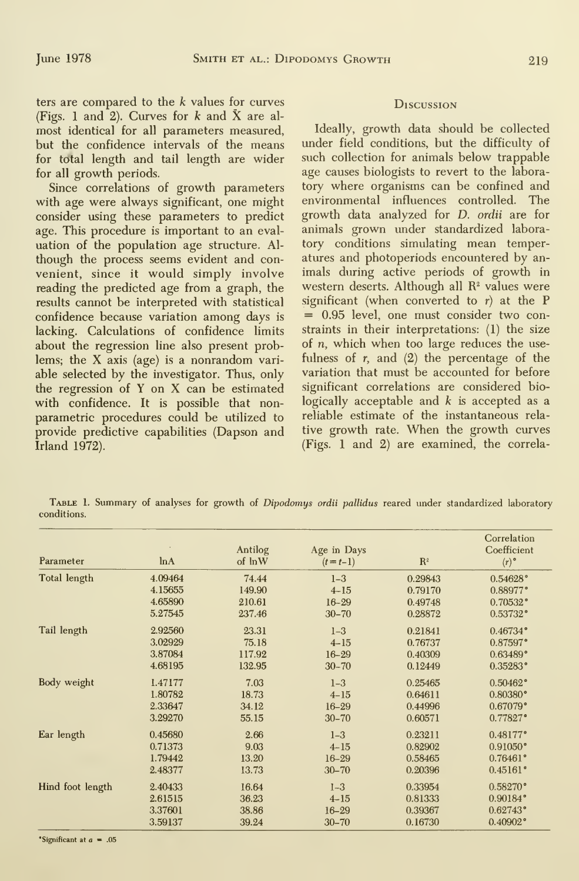ters are compared to the $k$ values for curves (Figs. 1 and 2). Curves for $k$ and $\bar{X}$ are almost identical for all parameters measured, but the confidence intervals of the means for total length and tail length are wider for all growth periods.

Since correlations of growth parameters with age were always significant, one might consider using these parameters to predict age. This procedure is important to an evaluation of the population age structure. Although the process seems evident and convenient, since it would simply involve reading the predicted age from a graph, the results cannot be interpreted with statistical confidence because variation among days is lacking. Calculations of confidence limits about the regression line also present problems; the X axis (age) is a nonrandom variable selected by the investigator. Thus, only the regression of Y on X can be estimated with confidence. It is possible that nonparametric procedures could be utilized to provide predictive capabilities (Dapson and Irland 1972).

## Discussion

Ideally, growth data should be collected under field conditions, but the difficulty of such collection for animals below trappable age causes biologists to revert to the laboratory where organisms can be confined and environmental influences controlled. The growth data analyzed for *D. ordii* are for animals grown under standardized laboratory conditions simulating mean temperatures and photoperiods encountered by animals during active periods of growth in western deserts. Although all $R^2$ values were significant (when converted to $r$) at the P = 0.95 level, one must consider two constraints in their interpretations: (1) the size of $n$, which when too large reduces the usefulness of $r$, and (2) the percentage of the variation that must be accounted for before significant correlations are considered biologically acceptable and $k$ is accepted as a reliable estimate of the instantaneous relative growth rate. When the growth curves (Figs. 1 and 2) are examined, the correla-

Table 1. Summary of analyses for growth of *Dipodomys ordii pallidus* reared under standardized laboratory conditions.

| Parameter | lnA | Antilog of lnW | Age in Days ($t=t-1$) | $R^2$ | Correlation Coefficient ($r$)* |
|---|---|---|---|---|---|
| Total length | 4.09464 | 74.44 | 1–3 | 0.29843 | 0.54628* |
| | 4.15655 | 149.90 | 4–15 | 0.79170 | 0.88977* |
| | 4.65890 | 210.61 | 16–29 | 0.49748 | 0.70532* |
| | 5.27545 | 237.46 | 30–70 | 0.28872 | 0.53732* |
| Tail length | 2.92560 | 23.31 | 1–3 | 0.21841 | 0.46734* |
| | 3.02929 | 75.18 | 4–15 | 0.76737 | 0.87597* |
| | 3.87084 | 117.92 | 16–29 | 0.40309 | 0.63489* |
| | 4.68195 | 132.95 | 30–70 | 0.12449 | 0.35283* |
| Body weight | 1.47177 | 7.03 | 1–3 | 0.25465 | 0.50462* |
| | 1.80782 | 18.73 | 4–15 | 0.64611 | 0.80380* |
| | 2.33647 | 34.12 | 16–29 | 0.44996 | 0.67079* |
| | 3.29270 | 55.15 | 30–70 | 0.60571 | 0.77827* |
| Ear length | 0.45680 | 2.66 | 1–3 | 0.23211 | 0.48177* |
| | 0.71373 | 9.03 | 4–15 | 0.82902 | 0.91050* |
| | 1.79442 | 13.20 | 16–29 | 0.58465 | 0.76461* |
| | 2.48377 | 13.73 | 30–70 | 0.20396 | 0.45161* |
| Hind foot length | 2.40433 | 16.64 | 1–3 | 0.33954 | 0.58270* |
| | 2.61515 | 36.23 | 4–15 | 0.81333 | 0.90184* |
| | 3.37601 | 38.86 | 16–29 | 0.39367 | 0.62743* |
| | 3.59137 | 39.24 | 30–70 | 0.16730 | 0.40902* |

*Significant at $\alpha$ = .05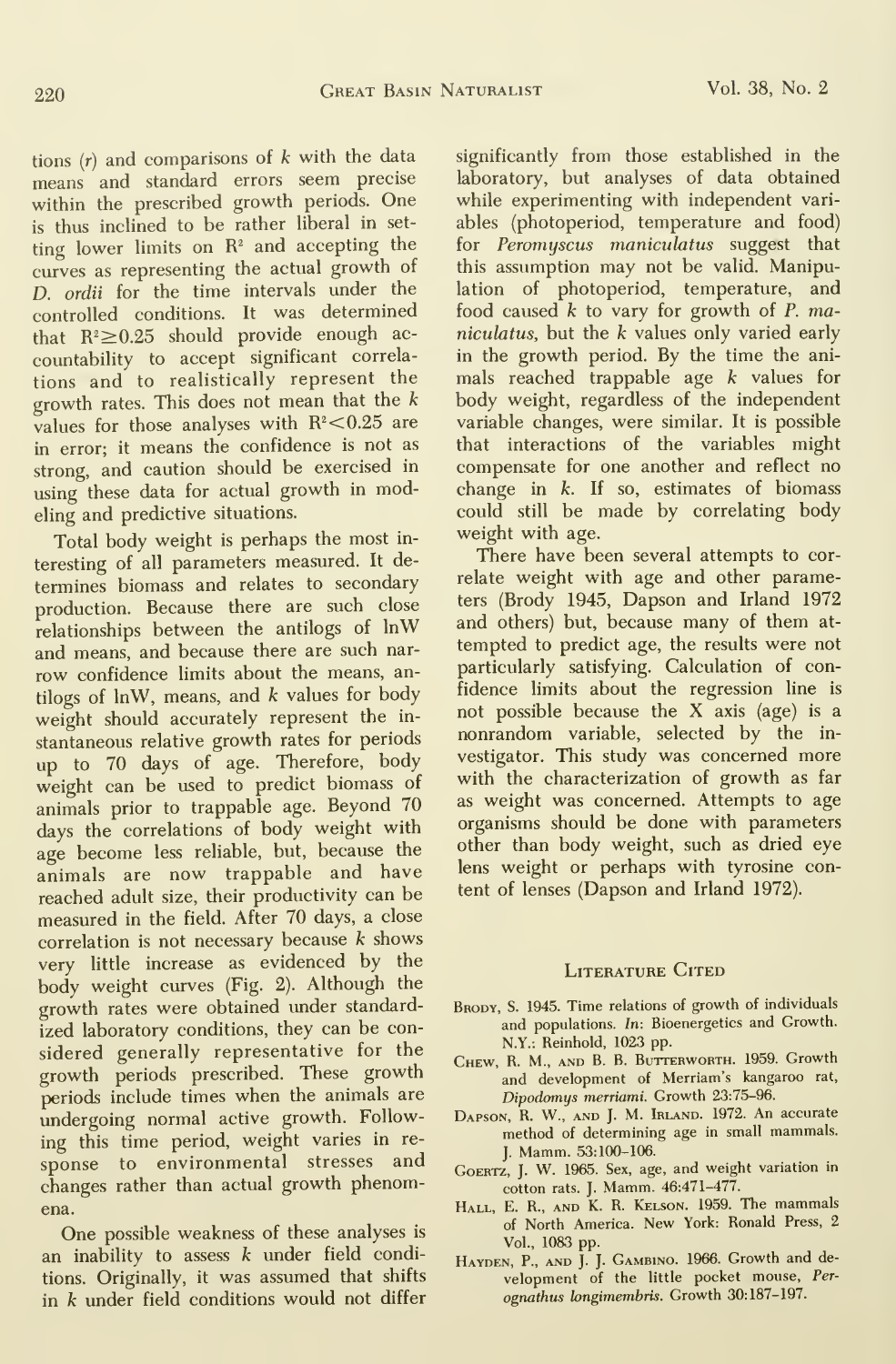tions ($r$) and comparisons of $k$ with the data means and standard errors seem precise within the prescribed growth periods. One is thus inclined to be rather liberal in setting lower limits on $R^2$ and accepting the curves as representing the actual growth of *D. ordii* for the time intervals under the controlled conditions. It was determined that $R^2 \geq 0.25$ should provide enough accountability to accept significant correlations and to realistically represent the growth rates. This does not mean that the $k$ values for those analyses with $R^2 < 0.25$ are in error; it means the confidence is not as strong, and caution should be exercised in using these data for actual growth in modeling and predictive situations.

Total body weight is perhaps the most interesting of all parameters measured. It determines biomass and relates to secondary production. Because there are such close relationships between the antilogs of lnW and means, and because there are such narrow confidence limits about the means, antilogs of lnW, means, and $k$ values for body weight should accurately represent the instantaneous relative growth rates for periods up to 70 days of age. Therefore, body weight can be used to predict biomass of animals prior to trappable age. Beyond 70 days the correlations of body weight with age become less reliable, but, because the animals are now trappable and have reached adult size, their productivity can be measured in the field. After 70 days, a close correlation is not necessary because $k$ shows very little increase as evidenced by the body weight curves (Fig. 2). Although the growth rates were obtained under standardized laboratory conditions, they can be considered generally representative for the growth periods prescribed. These growth periods include times when the animals are undergoing normal active growth. Following this time period, weight varies in response to environmental stresses and changes rather than actual growth phenomena.

One possible weakness of these analyses is an inability to assess $k$ under field conditions. Originally, it was assumed that shifts in $k$ under field conditions would not differ significantly from those established in the laboratory, but analyses of data obtained while experimenting with independent variables (photoperiod, temperature and food) for *Peromyscus maniculatus* suggest that this assumption may not be valid. Manipulation of photoperiod, temperature, and food caused $k$ to vary for growth of *P. maniculatus*, but the $k$ values only varied early in the growth period. By the time the animals reached trappable age $k$ values for body weight, regardless of the independent variable changes, were similar. It is possible that interactions of the variables might compensate for one another and reflect no change in $k$. If so, estimates of biomass could still be made by correlating body weight with age.

There have been several attempts to correlate weight with age and other parameters (Brody 1945, Dapson and Irland 1972 and others) but, because many of them attempted to predict age, the results were not particularly satisfying. Calculation of confidence limits about the regression line is not possible because the X axis (age) is a nonrandom variable, selected by the investigator. This study was concerned more with the characterization of growth as far as weight was concerned. Attempts to age organisms should be done with parameters other than body weight, such as dried eye lens weight or perhaps with tyrosine content of lenses (Dapson and Irland 1972).

## Literature Cited

Brody, S. 1945. Time relations of growth of individuals and populations. *In*: Bioenergetics and Growth. N.Y.: Reinhold, 1023 pp.

Chew, R. M., and B. B. Butterworth. 1959. Growth and development of Merriam's kangaroo rat, *Dipodomys merriami*. Growth 23:75–96.

Dapson, R. W., and J. M. Irland. 1972. An accurate method of determining age in small mammals. J. Mamm. 53:100–106.

Goertz, J. W. 1965. Sex, age, and weight variation in cotton rats. J. Mamm. 46:471–477.

Hall, E. R., and K. R. Kelson. 1959. The mammals of North America. New York: Ronald Press, 2 Vol., 1083 pp.

Hayden, P., and J. J. Gambino. 1966. Growth and development of the little pocket mouse, *Perognathus longimembris*. Growth 30:187–197.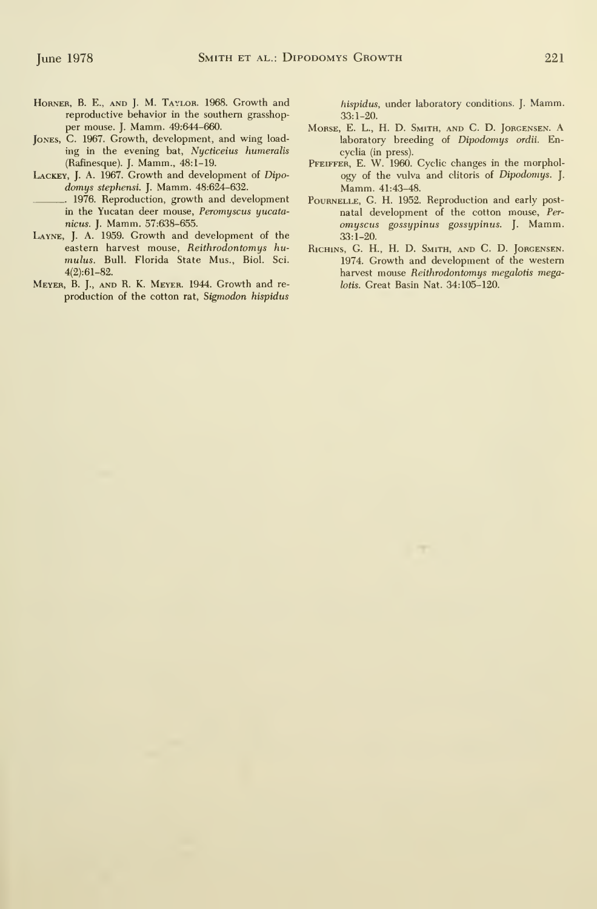Horner, B. E., and J. M. Taylor. 1968. Growth and reproductive behavior in the southern grasshopper mouse. J. Mamm. 49:644–660.

Jones, C. 1967. Growth, development, and wing loading in the evening bat, *Nycticeius humeralis* (Rafinesque). J. Mamm., 48:1–19.

Lackey, J. A. 1967. Growth and development of *Dipodomys stephensi*. J. Mamm. 48:624–632.

———. 1976. Reproduction, growth and development in the Yucatan deer mouse, *Peromyscus yucatanicus*. J. Mamm. 57:638–655.

Layne, J. A. 1959. Growth and development of the eastern harvest mouse, *Reithrodontomys humulus*. Bull. Florida State Mus., Biol. Sci. 4(2):61–82.

Meyer, B. J., and R. K. Meyer. 1944. Growth and reproduction of the cotton rat, *Sigmodon hispidus hispidus*, under laboratory conditions. J. Mamm. 33:1–20.

Morse, E. L., H. D. Smith, and C. D. Jorgensen. A laboratory breeding of *Dipodomys ordii*. Encyclia (in press).

Pfeiffer, E. W. 1960. Cyclic changes in the morphology of the vulva and clitoris of *Dipodomys*. J. Mamm. 41:43–48.

Pournelle, G. H. 1952. Reproduction and early postnatal development of the cotton mouse, *Peromyscus gossypinus gossypinus*. J. Mamm. 33:1–20.

Richins, G. H., H. D. Smith, and C. D. Jorgensen. 1974. Growth and development of the western harvest mouse *Reithrodontomys megalotis megalotis*. Great Basin Nat. 34:105–120.